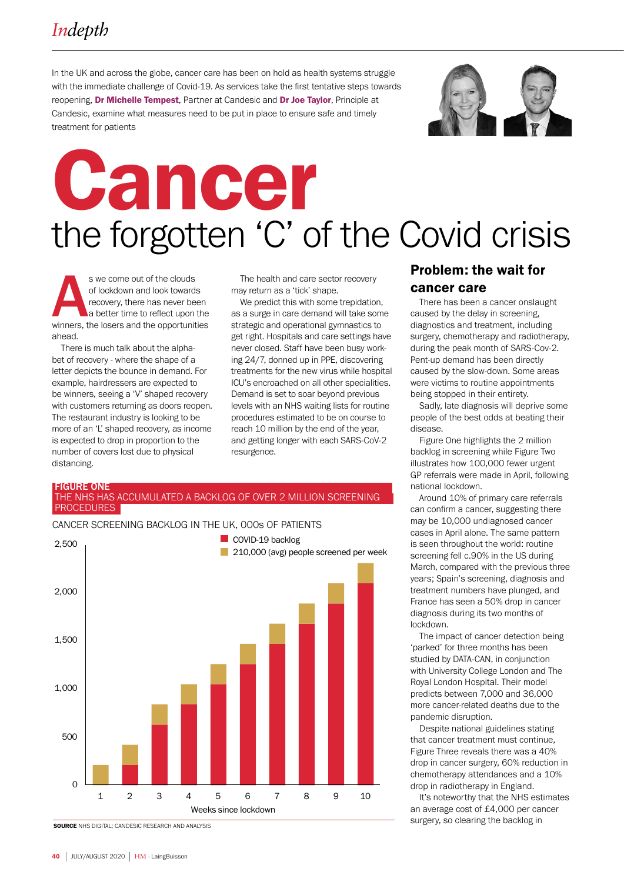In the UK and across the globe, cancer care has been on hold as health systems struggle with the immediate challenge of Covid-19. As services take the first tentative steps towards reopening, **Dr Michelle Tempest**, Partner at Candesic and **Dr Joe Taylor**, Principle at Candesic, examine what measures need to be put in place to ensure safe and timely treatment for patients

# Cancer

## the forgotten 'C' of the Covid crisis

As we come out of the clouds of lockdown and look towards recovery, there has never been a better time to reflect upon the winners, the losers and the opportunities ahead.

There is much talk about the alphabet of recovery - where the shape of a letter depicts the bounce in demand. For example, hairdressers are expected to be winners, seeing a 'V' shaped recovery with customers returning as doors reopen. The restaurant industry is looking to be more of an 'L' shaped recovery, as income is expected to drop in proportion to the number of covers lost due to physical distancing.

The health and care sector recovery may return as a 'tick' shape.

We predict this with some trepidation, as a surge in care demand will take some strategic and operational gymnastics to get right. Hospitals and care settings have never closed. Staff have been busy working 24/7, donned up in PPE, discovering treatments for the new virus while hospital ICU's encroached on all other specialities. Demand is set to soar beyond previous levels with an NHS waiting lists for routine procedures estimated to be on course to reach 10 million by the end of the year, and getting longer with each SARS-CoV-2 resurgence.

**FIGURE ONE**
THE NHS HAS ACCUMULATED A BACKLOG OF OVER 2 MILLION SCREENING PROCEDURES

CANCER SCREENING BACKLOG IN THE UK, 000s OF PATIENTS

Legend: COVID-19 backlog; 210,000 (avg) people screened per week

X-axis: Weeks since lockdown (1–10). Y-axis: 0–2,500.

**SOURCE** NHS DIGITAL; CANDESIC RESEARCH AND ANALYSIS

### Problem: the wait for cancer care

There has been a cancer onslaught caused by the delay in screening, diagnostics and treatment, including surgery, chemotherapy and radiotherapy, during the peak month of SARS-Cov-2. Pent-up demand has been directly caused by the slow-down. Some areas were victims to routine appointments being stopped in their entirety.

Sadly, late diagnosis will deprive some people of the best odds at beating their disease.

Figure One highlights the 2 million backlog in screening while Figure Two illustrates how 100,000 fewer urgent GP referrals were made in April, following national lockdown.

Around 10% of primary care referrals can confirm a cancer, suggesting there may be 10,000 undiagnosed cancer cases in April alone. The same pattern is seen throughout the world: routine screening fell c.90% in the US during March, compared with the previous three years; Spain's screening, diagnosis and treatment numbers have plunged, and France has seen a 50% drop in cancer diagnosis during its two months of lockdown.

The impact of cancer detection being 'parked' for three months has been studied by DATA-CAN, in conjunction with University College London and The Royal London Hospital. Their model predicts between 7,000 and 36,000 more cancer-related deaths due to the pandemic disruption.

Despite national guidelines stating that cancer treatment must continue, Figure Three reveals there was a 40% drop in cancer surgery, 60% reduction in chemotherapy attendances and a 10% drop in radiotherapy in England.

It's noteworthy that the NHS estimates an average cost of £4,000 per cancer surgery, so clearing the backlog in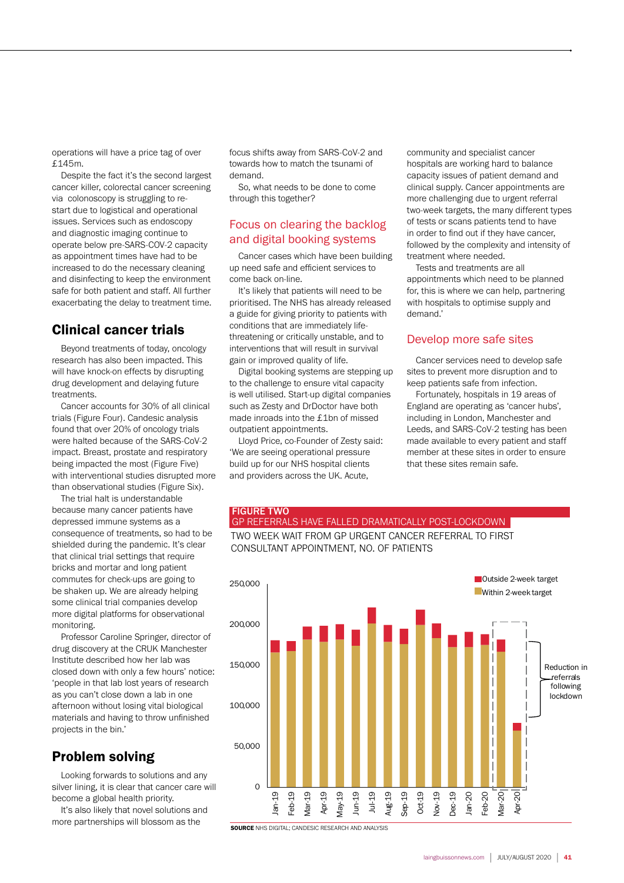operations will have a price tag of over £145m.

Despite the fact it's the second largest cancer killer, colorectal cancer screening via colonoscopy is struggling to re-start due to logistical and operational issues. Services such as endoscopy and diagnostic imaging continue to operate below pre-SARS-COV-2 capacity as appointment times have had to be increased to do the necessary cleaning and disinfecting to keep the environment safe for both patient and staff. All further exacerbating the delay to treatment time.

## Clinical cancer trials

Beyond treatments of today, oncology research has also been impacted. This will have knock-on effects by disrupting drug development and delaying future treatments.

Cancer accounts for 30% of all clinical trials (Figure Four). Candesic analysis found that over 20% of oncology trials were halted because of the SARS-CoV-2 impact. Breast, prostate and respiratory being impacted the most (Figure Five) with interventional studies disrupted more than observational studies (Figure Six).

The trial halt is understandable because many cancer patients have depressed immune systems as a consequence of treatments, so had to be shielded during the pandemic. It's clear that clinical trial settings that require bricks and mortar and long patient commutes for check-ups are going to be shaken up. We are already helping some clinical trial companies develop more digital platforms for observational monitoring.

Professor Caroline Springer, director of drug discovery at the CRUK Manchester Institute described how her lab was closed down with only a few hours' notice: 'people in that lab lost years of research as you can't close down a lab in one afternoon without losing vital biological materials and having to throw unfinished projects in the bin.'

## Problem solving

Looking forwards to solutions and any silver lining, it is clear that cancer care will become a global health priority.

It's also likely that novel solutions and more partnerships will blossom as the focus shifts away from SARS-CoV-2 and towards how to match the tsunami of demand.

So, what needs to be done to come through this together?

### Focus on clearing the backlog and digital booking systems

Cancer cases which have been building up need safe and efficient services to come back on-line.

It's likely that patients will need to be prioritised. The NHS has already released a guide for giving priority to patients with conditions that are immediately life-threatening or critically unstable, and to interventions that will result in survival gain or improved quality of life.

Digital booking systems are stepping up to the challenge to ensure vital capacity is well utilised. Start-up digital companies such as Zesty and DrDoctor have both made inroads into the £1bn of missed outpatient appointments.

Lloyd Price, co-Founder of Zesty said: 'We are seeing operational pressure build up for our NHS hospital clients and providers across the UK. Acute, community and specialist cancer hospitals are working hard to balance capacity issues of patient demand and clinical supply. Cancer appointments are more challenging due to urgent referral two-week targets, the many different types of tests or scans patients tend to have in order to find out if they have cancer, followed by the complexity and intensity of treatment where needed.

Tests and treatments are all appointments which need to be planned for, this is where we can help, partnering with hospitals to optimise supply and demand.'

### Develop more safe sites

Cancer services need to develop safe sites to prevent more disruption and to keep patients safe from infection.

Fortunately, hospitals in 19 areas of England are operating as 'cancer hubs', including in London, Manchester and Leeds, and SARS-CoV-2 testing has been made available to every patient and staff member at these sites in order to ensure that these sites remain safe.

**FIGURE TWO**
GP REFERRALS HAVE FALLED DRAMATICALLY POST-LOCKDOWN

TWO WEEK WAIT FROM GP URGENT CANCER REFERRAL TO FIRST CONSULTANT APPOINTMENT, NO. OF PATIENTS

Legend: Outside 2-week target; Within 2-week target

Y-axis: 0; 50,000; 100,000; 150,000; 200,000; 250,000

X-axis: Jan-19, Feb-19, Mar-19, Apr-19, May-19, Jun-19, Jul-19, Aug-19, Sep-19, Oct-19, Nov-19, Dec-19, Jan-20, Feb-20, Mar-20, Apr-20

Reduction in referrals following lockdown

**SOURCE** NHS DIGITAL; CANDESIC RESEARCH AND ANALYSIS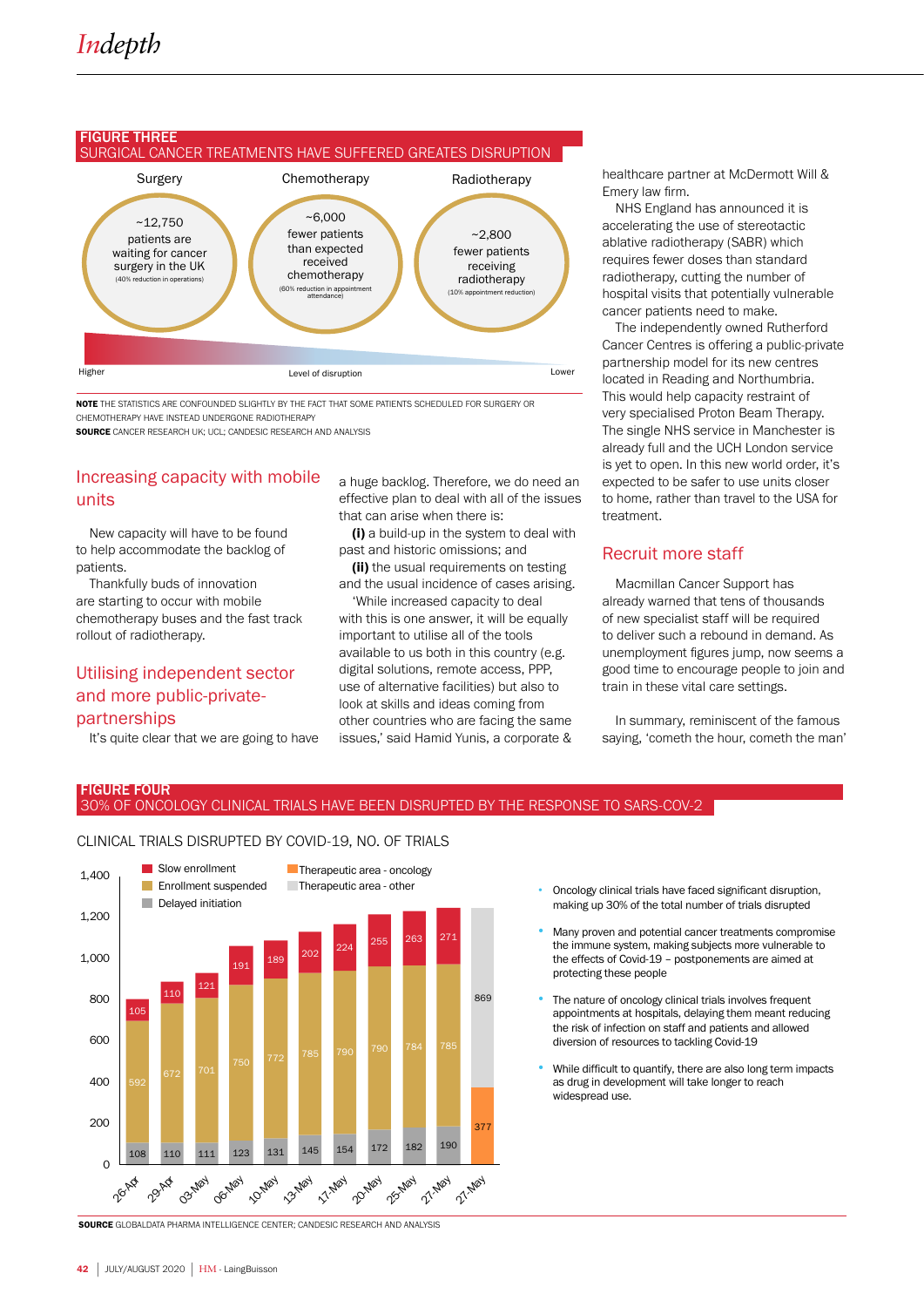## FIGURE THREE
SURGICAL CANCER TREATMENTS HAVE SUFFERED GREATES DISRUPTION

| Surgery | Chemotherapy | Radiotherapy |
|---|---|---|
| ~12,750 patients are waiting for cancer surgery in the UK (40% reduction in operations) | ~6,000 fewer patients than expected received chemotherapy (60% reduction in appointment attendance) | ~2,800 fewer patients receiving radiotherapy (10% appointment reduction) |

Higher — Level of disruption — Lower

**NOTE** THE STATISTICS ARE CONFOUNDED SLIGHTLY BY THE FACT THAT SOME PATIENTS SCHEDULED FOR SURGERY OR CHEMOTHERAPY HAVE INSTEAD UNDERGONE RADIOTHERAPY
**SOURCE** CANCER RESEARCH UK; UCL; CANDESIC RESEARCH AND ANALYSIS

## Increasing capacity with mobile units

New capacity will have to be found to help accommodate the backlog of patients.

Thankfully buds of innovation are starting to occur with mobile chemotherapy buses and the fast track rollout of radiotherapy.

## Utilising independent sector and more public-private-partnerships

It's quite clear that we are going to have a huge backlog. Therefore, we do need an effective plan to deal with all of the issues that can arise when there is:

**(i)** a build-up in the system to deal with past and historic omissions; and

**(ii)** the usual requirements on testing and the usual incidence of cases arising.

'While increased capacity to deal with this is one answer, it will be equally important to utilise all of the tools available to us both in this country (e.g. digital solutions, remote access, PPP, use of alternative facilities) but also to look at skills and ideas coming from other countries who are facing the same issues,' said Hamid Yunis, a corporate & healthcare partner at McDermott Will & Emery law firm.

NHS England has announced it is accelerating the use of stereotactic ablative radiotherapy (SABR) which requires fewer doses than standard radiotherapy, cutting the number of hospital visits that potentially vulnerable cancer patients need to make.

The independently owned Rutherford Cancer Centres is offering a public-private partnership model for its new centres located in Reading and Northumbria. This would help capacity restraint of very specialised Proton Beam Therapy. The single NHS service in Manchester is already full and the UCH London service is yet to open. In this new world order, it's expected to be safer to use units closer to home, rather than travel to the USA for treatment.

## Recruit more staff

Macmillan Cancer Support has already warned that tens of thousands of new specialist staff will be required to deliver such a rebound in demand. As unemployment figures jump, now seems a good time to encourage people to join and train in these vital care settings.

In summary, reminiscent of the famous saying, 'cometh the hour, cometh the man'

## FIGURE FOUR
30% OF ONCOLOGY CLINICAL TRIALS HAVE BEEN DISRUPTED BY THE RESPONSE TO SARS-COV-2

CLINICAL TRIALS DISRUPTED BY COVID-19, NO. OF TRIALS

| Date | Delayed initiation | Enrollment suspended | Slow enrollment |
|---|---|---|---|
| 26-Apr | 108 | 592 | 105 |
| 29-Apr | 110 | 672 | 110 |
| 03-May | 111 | 701 | 121 |
| 06-May | 123 | 750 | 191 |
| 10-May | 131 | 772 | 189 |
| 13-May | 145 | 785 | 202 |
| 17-May | 154 | 790 | 224 |
| 20-May | 172 | 790 | 255 |
| 25-May | 182 | 784 | 263 |
| 27-May | 190 | 785 | 271 |

| Date | Therapeutic area - oncology | Therapeutic area - other |
|---|---|---|
| 27-May | 377 | 869 |

- Oncology clinical trials have faced significant disruption, making up 30% of the total number of trials disrupted
- Many proven and potential cancer treatments compromise the immune system, making subjects more vulnerable to the effects of Covid-19 – postponements are aimed at protecting these people
- The nature of oncology clinical trials involves frequent appointments at hospitals, delaying them meant reducing the risk of infection on staff and patients and allowed diversion of resources to tackling Covid-19
- While difficult to quantify, there are also long term impacts as drug in development will take longer to reach widespread use.

**SOURCE** GLOBALDATA PHARMA INTELLIGENCE CENTER; CANDESIC RESEARCH AND ANALYSIS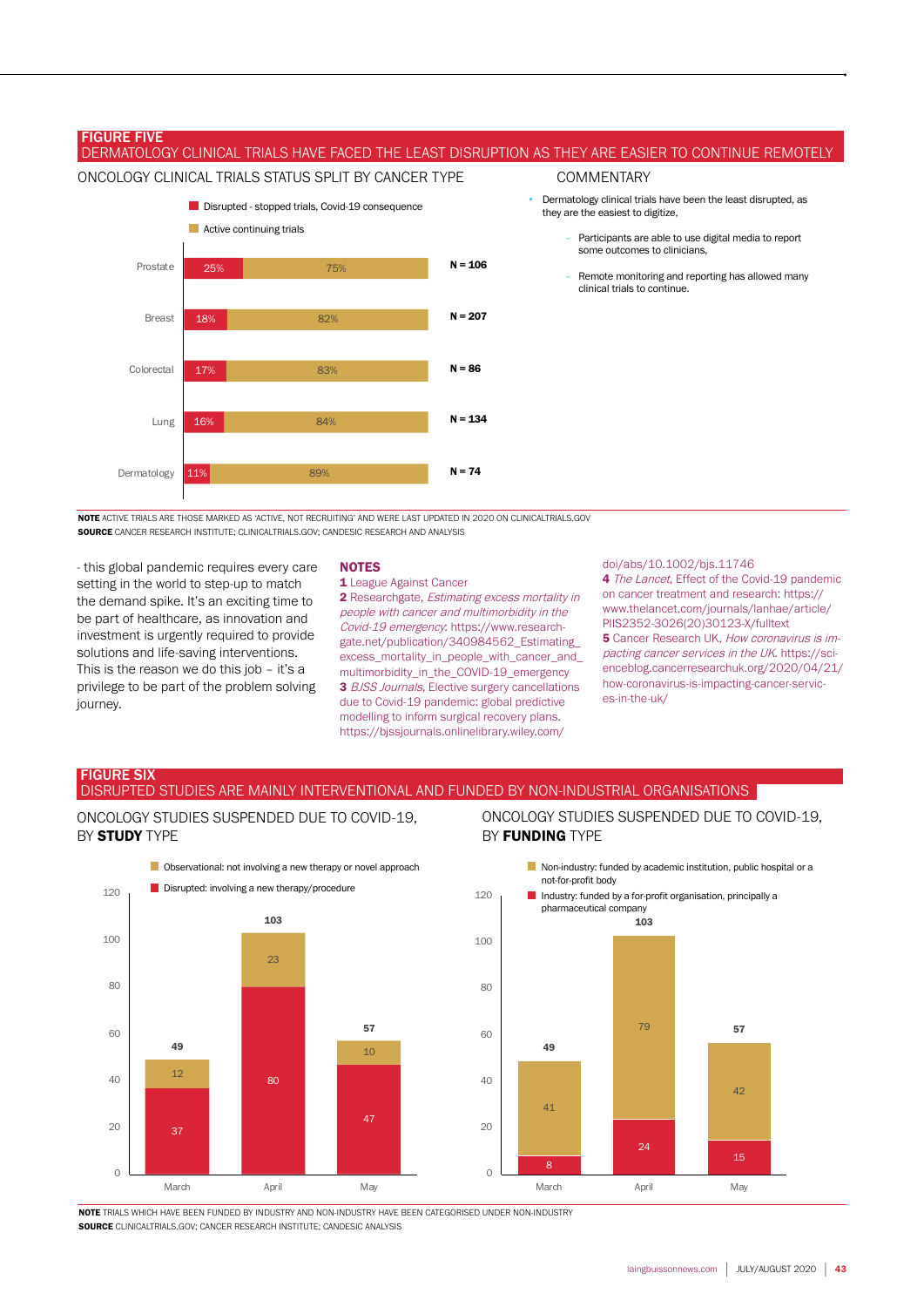**FIGURE FIVE**
DERMATOLOGY CLINICAL TRIALS HAVE FACED THE LEAST DISRUPTION AS THEY ARE EASIER TO CONTINUE REMOTELY

ONCOLOGY CLINICAL TRIALS STATUS SPLIT BY CANCER TYPE

Disrupted - stopped trials, Covid-19 consequence
Active continuing trials

Prostate 25% 75% N = 106
Breast 18% 82% N = 207
Colorectal 17% 83% N = 86
Lung 16% 84% N = 134
Dermatology 11% 89% N = 74

COMMENTARY

- Dermatology clinical trials have been the least disrupted, as they are the easiest to digitize,
  - Participants are able to use digital media to report some outcomes to clinicians,
  - Remote monitoring and reporting has allowed many clinical trials to continue.

**NOTE** ACTIVE TRIALS ARE THOSE MARKED AS 'ACTIVE, NOT RECRUITING' AND WERE LAST UPDATED IN 2020 ON CLINICALTRIALS.GOV
**SOURCE** CANCER RESEARCH INSTITUTE; CLINICALTRIALS.GOV; CANDESIC RESEARCH AND ANALYSIS

- this global pandemic requires every care setting in the world to step-up to match the demand spike. It's an exciting time to be part of healthcare, as innovation and investment is urgently required to provide solutions and life-saving interventions. This is the reason we do this job – it's a privilege to be part of the problem solving journey.

**NOTES**

**1** League Against Cancer
**2** Researchgate, *Estimating excess mortality in people with cancer and multimorbidity in the Covid-19 emergency*: https://www.researchgate.net/publication/340984562_Estimating_excess_mortality_in_people_with_cancer_and_multimorbidity_in_the_COVID-19_emergency
**3** *BJSS Journals*, Elective surgery cancellations due to Covid-19 pandemic: global predictive modelling to inform surgical recovery plans. https://bjssjournals.onlinelibrary.wiley.com/doi/abs/10.1002/bjs.11746
**4** *The Lancet*, Effect of the Covid-19 pandemic on cancer treatment and research: https://www.thelancet.com/journals/lanhae/article/PIIS2352-3026(20)30123-X/fulltext
**5** Cancer Research UK, *How coronavirus is impacting cancer services in the UK.* https://scienceblog.cancerresearchuk.org/2020/04/21/how-coronavirus-is-impacting-cancer-services-in-the-uk/

**FIGURE SIX**
DISRUPTED STUDIES ARE MAINLY INTERVENTIONAL AND FUNDED BY NON-INDUSTRIAL ORGANISATIONS

ONCOLOGY STUDIES SUSPENDED DUE TO COVID-19, BY **STUDY** TYPE

Observational: not involving a new therapy or novel approach
Disrupted: involving a new therapy/procedure

0 20 40 60 80 100 120

March: 49 (37, 12)
April: 103 (80, 23)
May: 57 (47, 10)

ONCOLOGY STUDIES SUSPENDED DUE TO COVID-19, BY **FUNDING** TYPE

Non-industry: funded by academic institution, public hospital or a not-for-profit body
Industry: funded by a for-profit organisation, principally a pharmaceutical company

0 20 40 60 80 100 120

March: 49 (8, 41)
April: 103 (24, 79)
May: 57 (15, 42)

**NOTE** TRIALS WHICH HAVE BEEN FUNDED BY INDUSTRY AND NON-INDUSTRY HAVE BEEN CATEGORISED UNDER NON-INDUSTRY
**SOURCE** CLINICALTRIALS.GOV; CANCER RESEARCH INSTITUTE; CANDESIC ANALYSIS